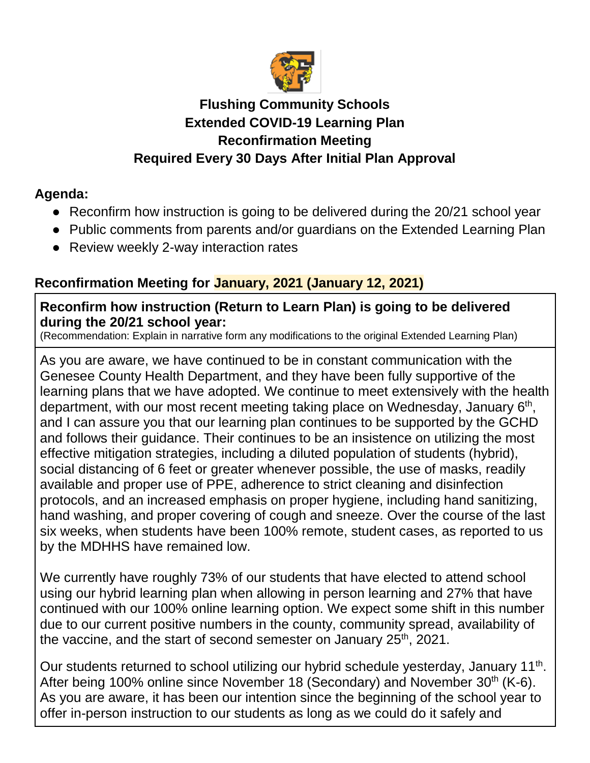# Flushing Community Schools
## Extended COVID-19 Learning Plan
## Reconfirmation Meeting
## Required Every 30 Days After Initial Plan Approval

**Agenda:**

- Reconfirm how instruction is going to be delivered during the 20/21 school year
- Public comments from parents and/or guardians on the Extended Learning Plan
- Review weekly 2-way interaction rates

### Reconfirmation Meeting for January, 2021 (January 12, 2021)

**Reconfirm how instruction (Return to Learn Plan) is going to be delivered during the 20/21 school year:**
(Recommendation: Explain in narrative form any modifications to the original Extended Learning Plan)

As you are aware, we have continued to be in constant communication with the Genesee County Health Department, and they have been fully supportive of the learning plans that we have adopted. We continue to meet extensively with the health department, with our most recent meeting taking place on Wednesday, January 6th, and I can assure you that our learning plan continues to be supported by the GCHD and follows their guidance. Their continues to be an insistence on utilizing the most effective mitigation strategies, including a diluted population of students (hybrid), social distancing of 6 feet or greater whenever possible, the use of masks, readily available and proper use of PPE, adherence to strict cleaning and disinfection protocols, and an increased emphasis on proper hygiene, including hand sanitizing, hand washing, and proper covering of cough and sneeze. Over the course of the last six weeks, when students have been 100% remote, student cases, as reported to us by the MDHHS have remained low.

We currently have roughly 73% of our students that have elected to attend school using our hybrid learning plan when allowing in person learning and 27% that have continued with our 100% online learning option. We expect some shift in this number due to our current positive numbers in the county, community spread, availability of the vaccine, and the start of second semester on January 25th, 2021.

Our students returned to school utilizing our hybrid schedule yesterday, January 11th. After being 100% online since November 18 (Secondary) and November 30th (K-6). As you are aware, it has been our intention since the beginning of the school year to offer in-person instruction to our students as long as we could do it safely and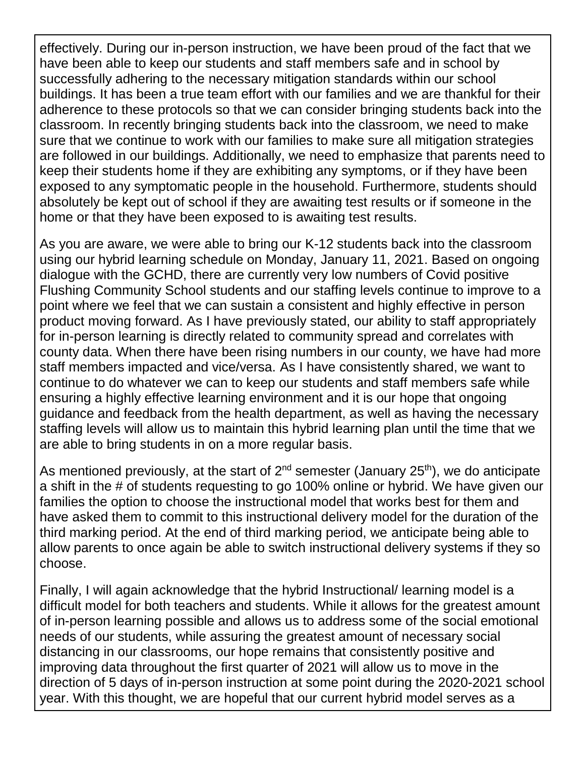effectively. During our in-person instruction, we have been proud of the fact that we have been able to keep our students and staff members safe and in school by successfully adhering to the necessary mitigation standards within our school buildings. It has been a true team effort with our families and we are thankful for their adherence to these protocols so that we can consider bringing students back into the classroom. In recently bringing students back into the classroom, we need to make sure that we continue to work with our families to make sure all mitigation strategies are followed in our buildings. Additionally, we need to emphasize that parents need to keep their students home if they are exhibiting any symptoms, or if they have been exposed to any symptomatic people in the household. Furthermore, students should absolutely be kept out of school if they are awaiting test results or if someone in the home or that they have been exposed to is awaiting test results.

As you are aware, we were able to bring our K-12 students back into the classroom using our hybrid learning schedule on Monday, January 11, 2021. Based on ongoing dialogue with the GCHD, there are currently very low numbers of Covid positive Flushing Community School students and our staffing levels continue to improve to a point where we feel that we can sustain a consistent and highly effective in person product moving forward. As I have previously stated, our ability to staff appropriately for in-person learning is directly related to community spread and correlates with county data. When there have been rising numbers in our county, we have had more staff members impacted and vice/versa. As I have consistently shared, we want to continue to do whatever we can to keep our students and staff members safe while ensuring a highly effective learning environment and it is our hope that ongoing guidance and feedback from the health department, as well as having the necessary staffing levels will allow us to maintain this hybrid learning plan until the time that we are able to bring students in on a more regular basis.

As mentioned previously, at the start of 2nd semester (January 25th), we do anticipate a shift in the # of students requesting to go 100% online or hybrid. We have given our families the option to choose the instructional model that works best for them and have asked them to commit to this instructional delivery model for the duration of the third marking period. At the end of third marking period, we anticipate being able to allow parents to once again be able to switch instructional delivery systems if they so choose.

Finally, I will again acknowledge that the hybrid Instructional/ learning model is a difficult model for both teachers and students. While it allows for the greatest amount of in-person learning possible and allows us to address some of the social emotional needs of our students, while assuring the greatest amount of necessary social distancing in our classrooms, our hope remains that consistently positive and improving data throughout the first quarter of 2021 will allow us to move in the direction of 5 days of in-person instruction at some point during the 2020-2021 school year. With this thought, we are hopeful that our current hybrid model serves as a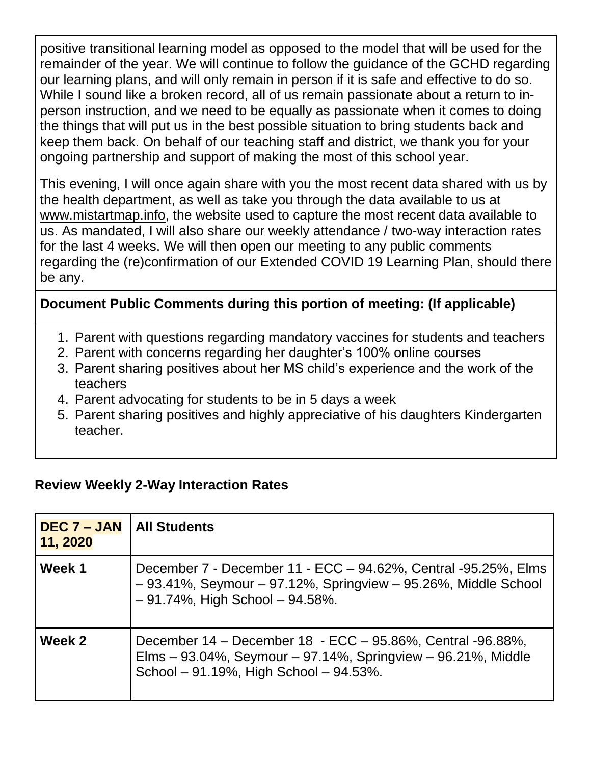positive transitional learning model as opposed to the model that will be used for the remainder of the year. We will continue to follow the guidance of the GCHD regarding our learning plans, and will only remain in person if it is safe and effective to do so. While I sound like a broken record, all of us remain passionate about a return to in-person instruction, and we need to be equally as passionate when it comes to doing the things that will put us in the best possible situation to bring students back and keep them back. On behalf of our teaching staff and district, we thank you for your ongoing partnership and support of making the most of this school year.

This evening, I will once again share with you the most recent data shared with us by the health department, as well as take you through the data available to us at www.mistartmap.info, the website used to capture the most recent data available to us. As mandated, I will also share our weekly attendance / two-way interaction rates for the last 4 weeks. We will then open our meeting to any public comments regarding the (re)confirmation of our Extended COVID 19 Learning Plan, should there be any.

**Document Public Comments during this portion of meeting: (If applicable)**

1. Parent with questions regarding mandatory vaccines for students and teachers
2. Parent with concerns regarding her daughter's 100% online courses
3. Parent sharing positives about her MS child's experience and the work of the teachers
4. Parent advocating for students to be in 5 days a week
5. Parent sharing positives and highly appreciative of his daughters Kindergarten teacher.

**Review Weekly 2-Way Interaction Rates**

| **DEC 7 – JAN 11, 2020** | **All Students** |
|---|---|
| **Week 1** | December 7 - December 11 - ECC – 94.62%, Central -95.25%, Elms – 93.41%, Seymour – 97.12%, Springview – 95.26%, Middle School – 91.74%, High School – 94.58%. |
| **Week 2** | December 14 – December 18 - ECC – 95.86%, Central -96.88%, Elms – 93.04%, Seymour – 97.14%, Springview – 96.21%, Middle School – 91.19%, High School – 94.53%. |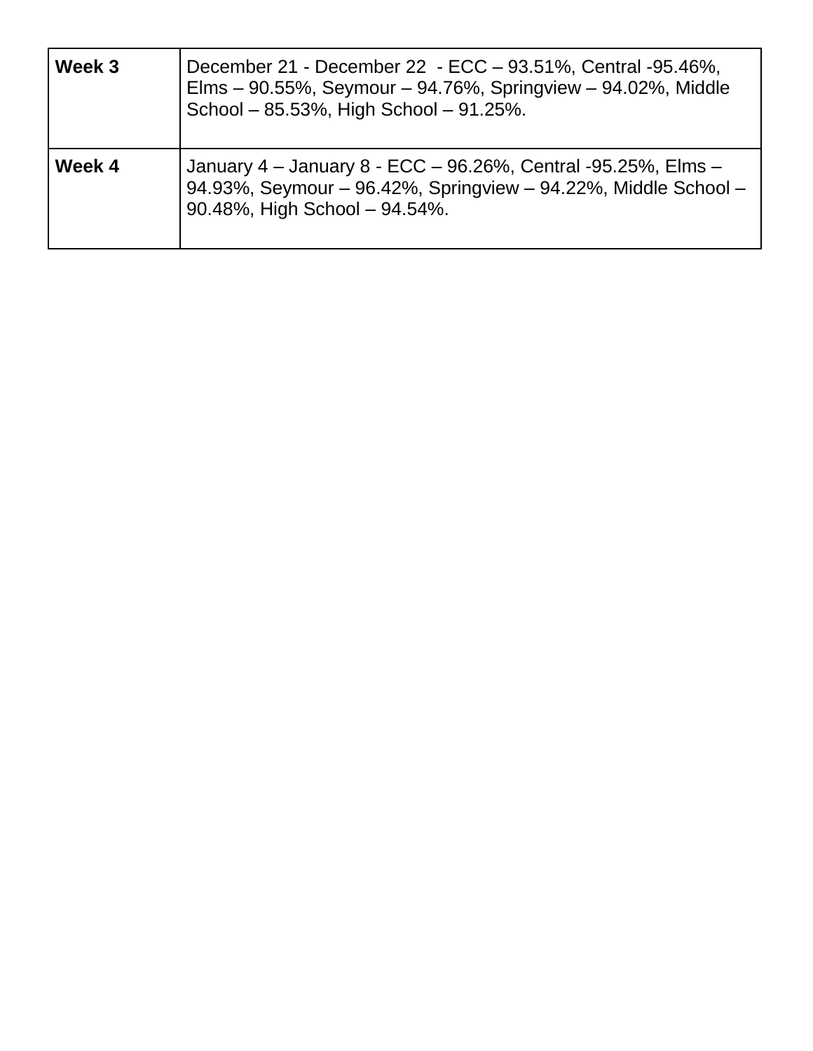| | |
|---|---|
| **Week 3** | December 21 - December 22 - ECC – 93.51%, Central -95.46%, Elms – 90.55%, Seymour – 94.76%, Springview – 94.02%, Middle School – 85.53%, High School – 91.25%. |
| **Week 4** | January 4 – January 8 - ECC – 96.26%, Central -95.25%, Elms – 94.93%, Seymour – 96.42%, Springview – 94.22%, Middle School – 90.48%, High School – 94.54%. |